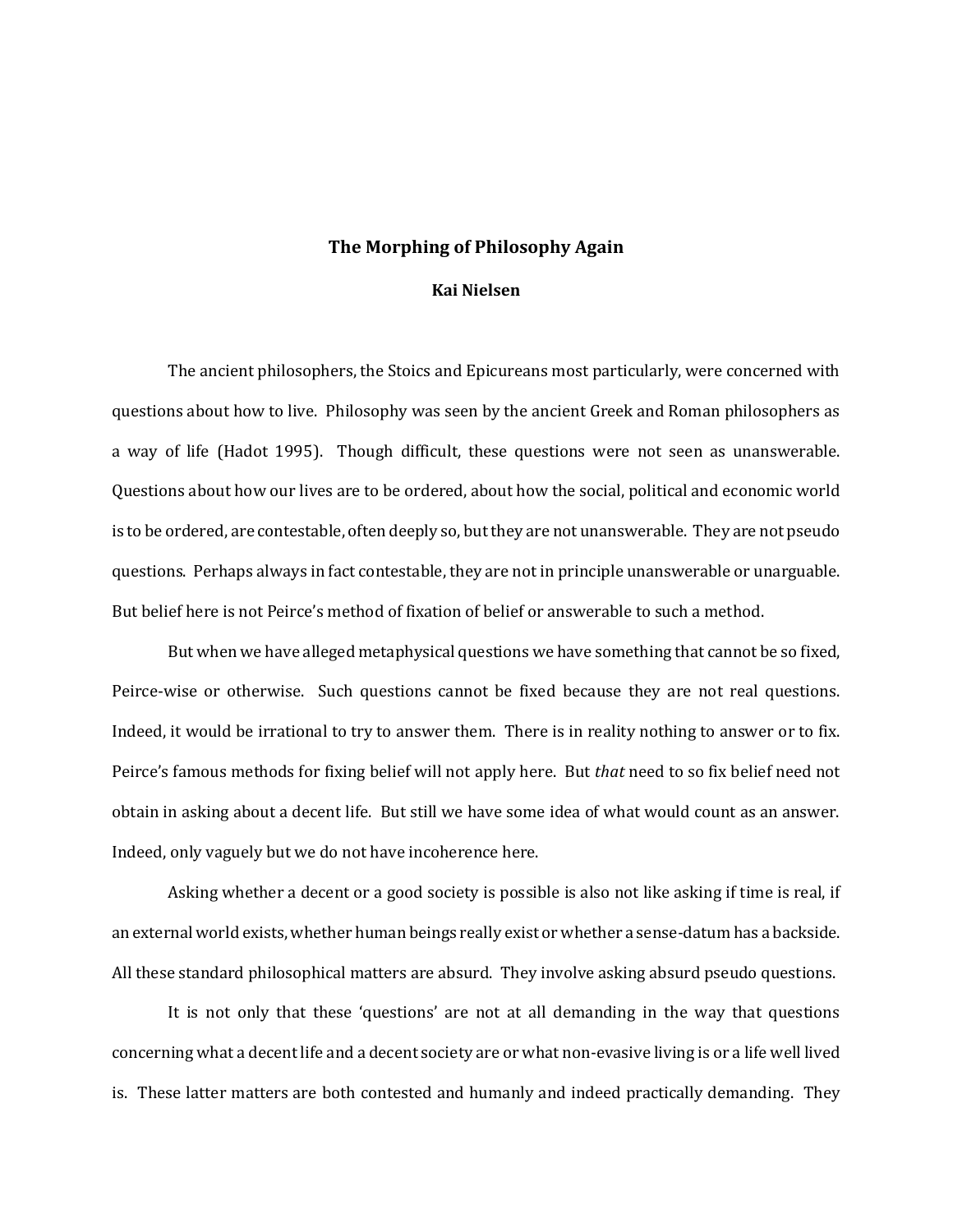# The Morphing of Philosophy Again

**Kai Nielsen**

The ancient philosophers, the Stoics and Epicureans most particularly, were concerned with questions about how to live. Philosophy was seen by the ancient Greek and Roman philosophers as a way of life (Hadot 1995). Though difficult, these questions were not seen as unanswerable. Questions about how our lives are to be ordered, about how the social, political and economic world is to be ordered, are contestable, often deeply so, but they are not unanswerable. They are not pseudo questions. Perhaps always in fact contestable, they are not in principle unanswerable or unarguable. But belief here is not Peirce's method of fixation of belief or answerable to such a method.

But when we have alleged metaphysical questions we have something that cannot be so fixed, Peirce-wise or otherwise. Such questions cannot be fixed because they are not real questions. Indeed, it would be irrational to try to answer them. There is in reality nothing to answer or to fix. Peirce's famous methods for fixing belief will not apply here. But *that* need to so fix belief need not obtain in asking about a decent life. But still we have some idea of what would count as an answer. Indeed, only vaguely but we do not have incoherence here.

Asking whether a decent or a good society is possible is also not like asking if time is real, if an external world exists, whether human beings really exist or whether a sense-datum has a backside. All these standard philosophical matters are absurd. They involve asking absurd pseudo questions.

It is not only that these 'questions' are not at all demanding in the way that questions concerning what a decent life and a decent society are or what non-evasive living is or a life well lived is. These latter matters are both contested and humanly and indeed practically demanding. They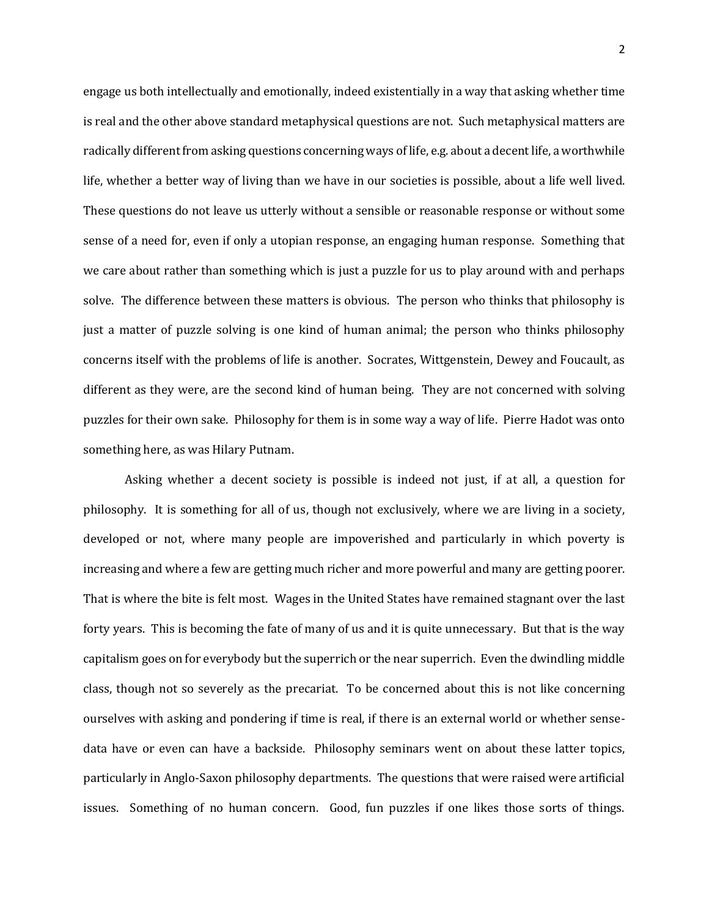engage us both intellectually and emotionally, indeed existentially in a way that asking whether time is real and the other above standard metaphysical questions are not. Such metaphysical matters are radically different from asking questions concerning ways of life, e.g. about a decent life, a worthwhile life, whether a better way of living than we have in our societies is possible, about a life well lived. These questions do not leave us utterly without a sensible or reasonable response or without some sense of a need for, even if only a utopian response, an engaging human response. Something that we care about rather than something which is just a puzzle for us to play around with and perhaps solve. The difference between these matters is obvious. The person who thinks that philosophy is just a matter of puzzle solving is one kind of human animal; the person who thinks philosophy concerns itself with the problems of life is another. Socrates, Wittgenstein, Dewey and Foucault, as different as they were, are the second kind of human being. They are not concerned with solving puzzles for their own sake. Philosophy for them is in some way a way of life. Pierre Hadot was onto something here, as was Hilary Putnam.

Asking whether a decent society is possible is indeed not just, if at all, a question for philosophy. It is something for all of us, though not exclusively, where we are living in a society, developed or not, where many people are impoverished and particularly in which poverty is increasing and where a few are getting much richer and more powerful and many are getting poorer. That is where the bite is felt most. Wages in the United States have remained stagnant over the last forty years. This is becoming the fate of many of us and it is quite unnecessary. But that is the way capitalism goes on for everybody but the superrich or the near superrich. Even the dwindling middle class, though not so severely as the precariat. To be concerned about this is not like concerning ourselves with asking and pondering if time is real, if there is an external world or whether sense-data have or even can have a backside. Philosophy seminars went on about these latter topics, particularly in Anglo-Saxon philosophy departments. The questions that were raised were artificial issues. Something of no human concern. Good, fun puzzles if one likes those sorts of things.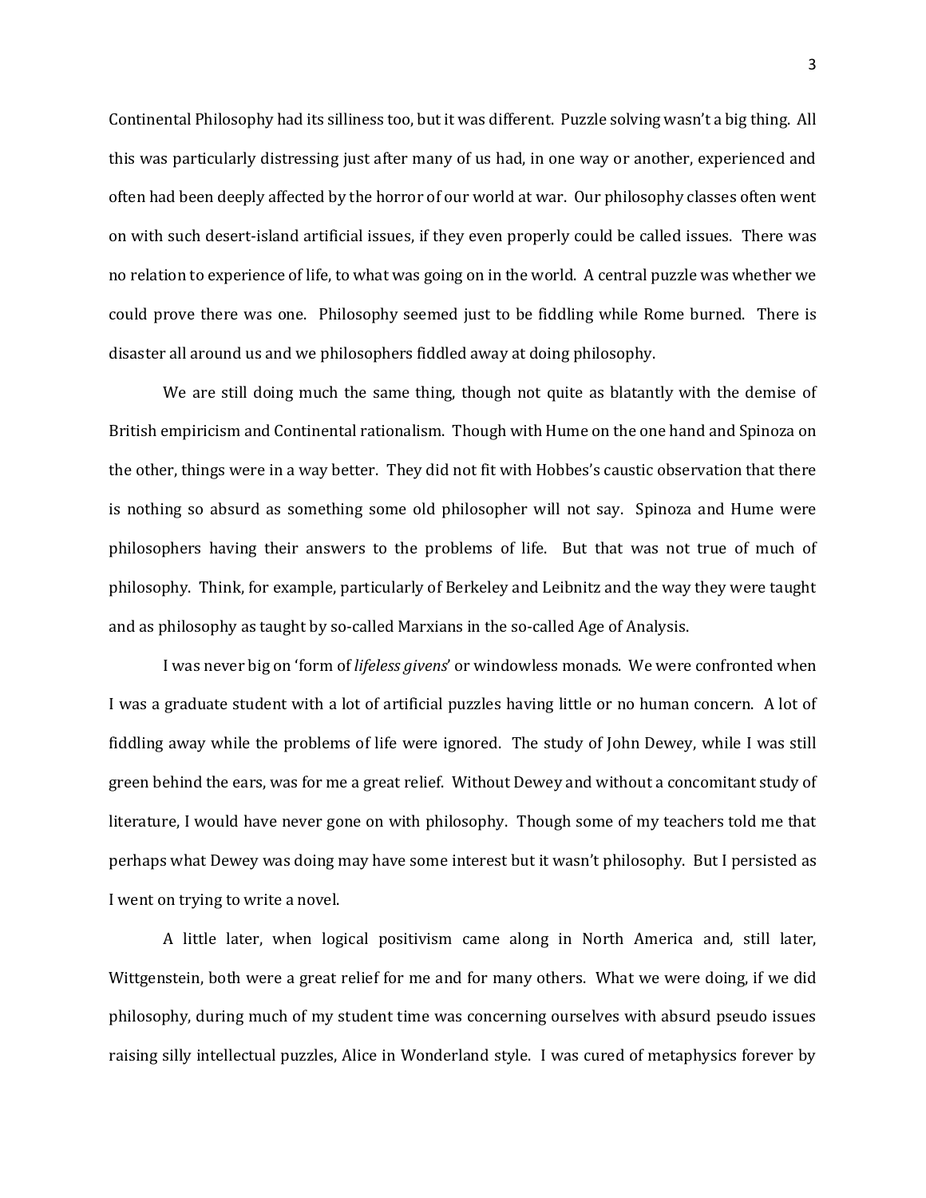Continental Philosophy had its silliness too, but it was different. Puzzle solving wasn't a big thing. All this was particularly distressing just after many of us had, in one way or another, experienced and often had been deeply affected by the horror of our world at war. Our philosophy classes often went on with such desert-island artificial issues, if they even properly could be called issues. There was no relation to experience of life, to what was going on in the world. A central puzzle was whether we could prove there was one. Philosophy seemed just to be fiddling while Rome burned. There is disaster all around us and we philosophers fiddled away at doing philosophy.

We are still doing much the same thing, though not quite as blatantly with the demise of British empiricism and Continental rationalism. Though with Hume on the one hand and Spinoza on the other, things were in a way better. They did not fit with Hobbes's caustic observation that there is nothing so absurd as something some old philosopher will not say. Spinoza and Hume were philosophers having their answers to the problems of life. But that was not true of much of philosophy. Think, for example, particularly of Berkeley and Leibnitz and the way they were taught and as philosophy as taught by so-called Marxians in the so-called Age of Analysis.

I was never big on 'form of *lifeless givens*' or windowless monads. We were confronted when I was a graduate student with a lot of artificial puzzles having little or no human concern. A lot of fiddling away while the problems of life were ignored. The study of John Dewey, while I was still green behind the ears, was for me a great relief. Without Dewey and without a concomitant study of literature, I would have never gone on with philosophy. Though some of my teachers told me that perhaps what Dewey was doing may have some interest but it wasn't philosophy. But I persisted as I went on trying to write a novel.

A little later, when logical positivism came along in North America and, still later, Wittgenstein, both were a great relief for me and for many others. What we were doing, if we did philosophy, during much of my student time was concerning ourselves with absurd pseudo issues raising silly intellectual puzzles, Alice in Wonderland style. I was cured of metaphysics forever by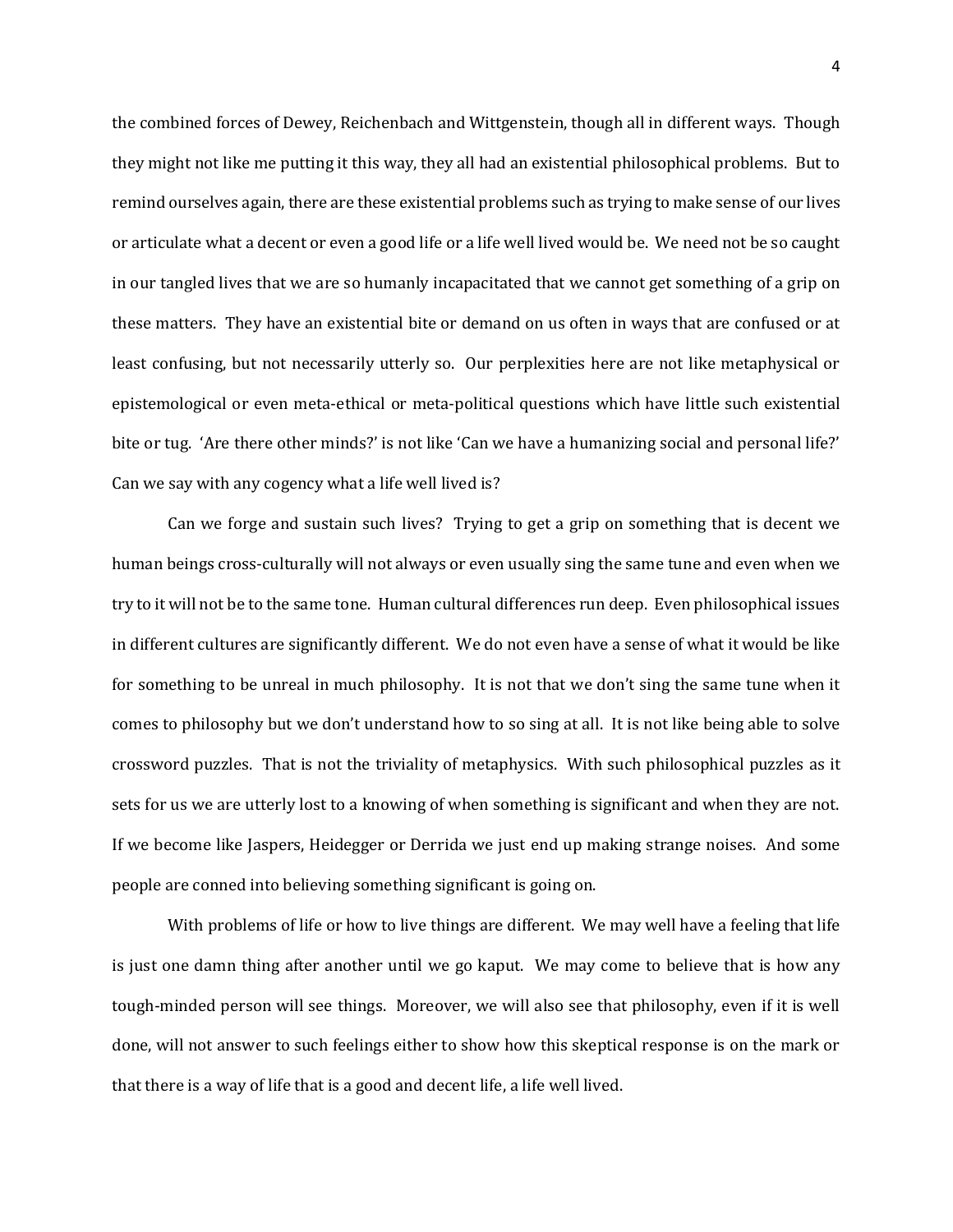the combined forces of Dewey, Reichenbach and Wittgenstein, though all in different ways. Though they might not like me putting it this way, they all had an existential philosophical problems. But to remind ourselves again, there are these existential problems such as trying to make sense of our lives or articulate what a decent or even a good life or a life well lived would be. We need not be so caught in our tangled lives that we are so humanly incapacitated that we cannot get something of a grip on these matters. They have an existential bite or demand on us often in ways that are confused or at least confusing, but not necessarily utterly so. Our perplexities here are not like metaphysical or epistemological or even meta-ethical or meta-political questions which have little such existential bite or tug. 'Are there other minds?' is not like 'Can we have a humanizing social and personal life?' Can we say with any cogency what a life well lived is?

Can we forge and sustain such lives? Trying to get a grip on something that is decent we human beings cross-culturally will not always or even usually sing the same tune and even when we try to it will not be to the same tone. Human cultural differences run deep. Even philosophical issues in different cultures are significantly different. We do not even have a sense of what it would be like for something to be unreal in much philosophy. It is not that we don't sing the same tune when it comes to philosophy but we don't understand how to so sing at all. It is not like being able to solve crossword puzzles. That is not the triviality of metaphysics. With such philosophical puzzles as it sets for us we are utterly lost to a knowing of when something is significant and when they are not. If we become like Jaspers, Heidegger or Derrida we just end up making strange noises. And some people are conned into believing something significant is going on.

With problems of life or how to live things are different. We may well have a feeling that life is just one damn thing after another until we go kaput. We may come to believe that is how any tough-minded person will see things. Moreover, we will also see that philosophy, even if it is well done, will not answer to such feelings either to show how this skeptical response is on the mark or that there is a way of life that is a good and decent life, a life well lived.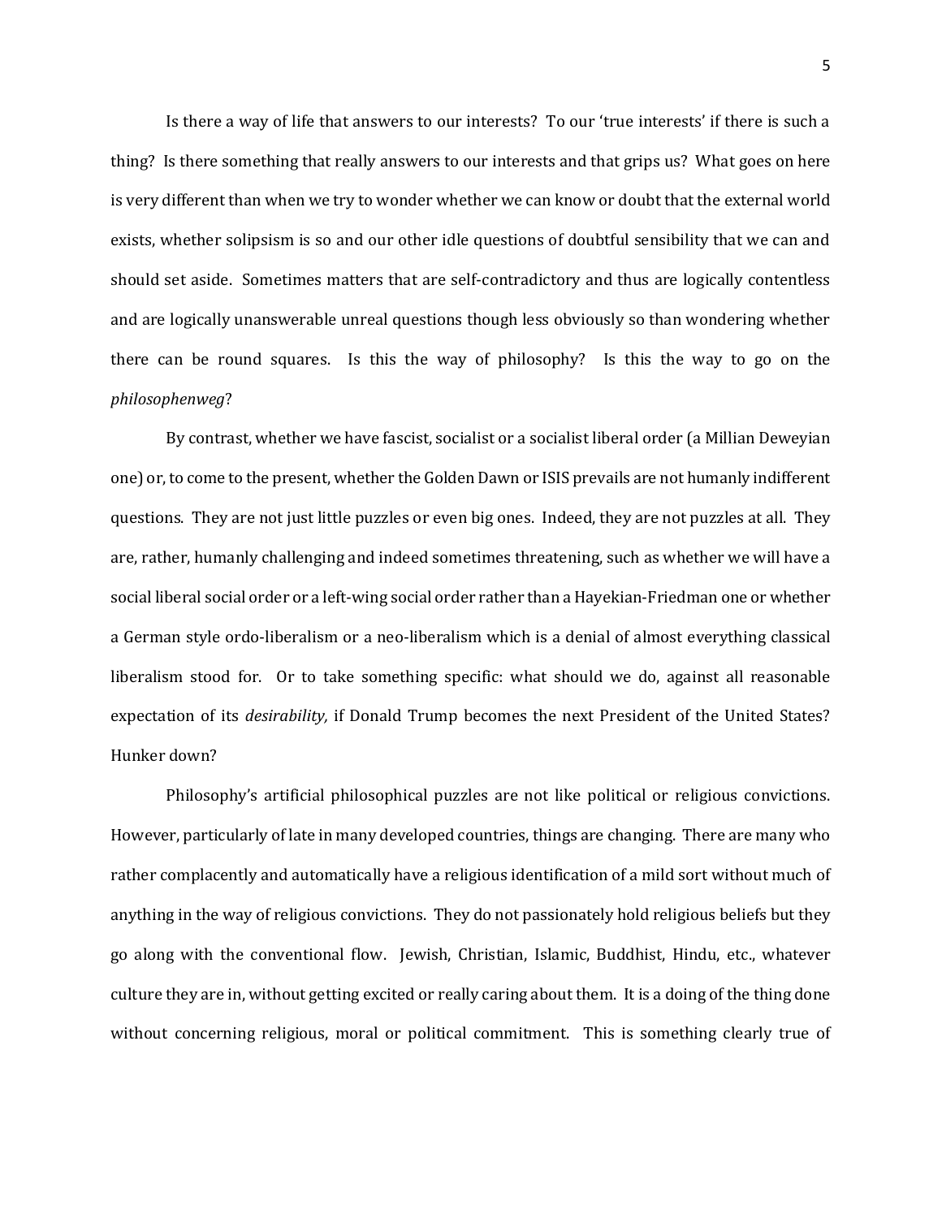Is there a way of life that answers to our interests? To our 'true interests' if there is such a thing? Is there something that really answers to our interests and that grips us? What goes on here is very different than when we try to wonder whether we can know or doubt that the external world exists, whether solipsism is so and our other idle questions of doubtful sensibility that we can and should set aside. Sometimes matters that are self-contradictory and thus are logically contentless and are logically unanswerable unreal questions though less obviously so than wondering whether there can be round squares. Is this the way of philosophy? Is this the way to go on the *philosophenweg*?

By contrast, whether we have fascist, socialist or a socialist liberal order (a Millian Deweyian one) or, to come to the present, whether the Golden Dawn or ISIS prevails are not humanly indifferent questions. They are not just little puzzles or even big ones. Indeed, they are not puzzles at all. They are, rather, humanly challenging and indeed sometimes threatening, such as whether we will have a social liberal social order or a left-wing social order rather than a Hayekian-Friedman one or whether a German style ordo-liberalism or a neo-liberalism which is a denial of almost everything classical liberalism stood for. Or to take something specific: what should we do, against all reasonable expectation of its *desirability,* if Donald Trump becomes the next President of the United States? Hunker down?

Philosophy's artificial philosophical puzzles are not like political or religious convictions. However, particularly of late in many developed countries, things are changing. There are many who rather complacently and automatically have a religious identification of a mild sort without much of anything in the way of religious convictions. They do not passionately hold religious beliefs but they go along with the conventional flow. Jewish, Christian, Islamic, Buddhist, Hindu, etc., whatever culture they are in, without getting excited or really caring about them. It is a doing of the thing done without concerning religious, moral or political commitment. This is something clearly true of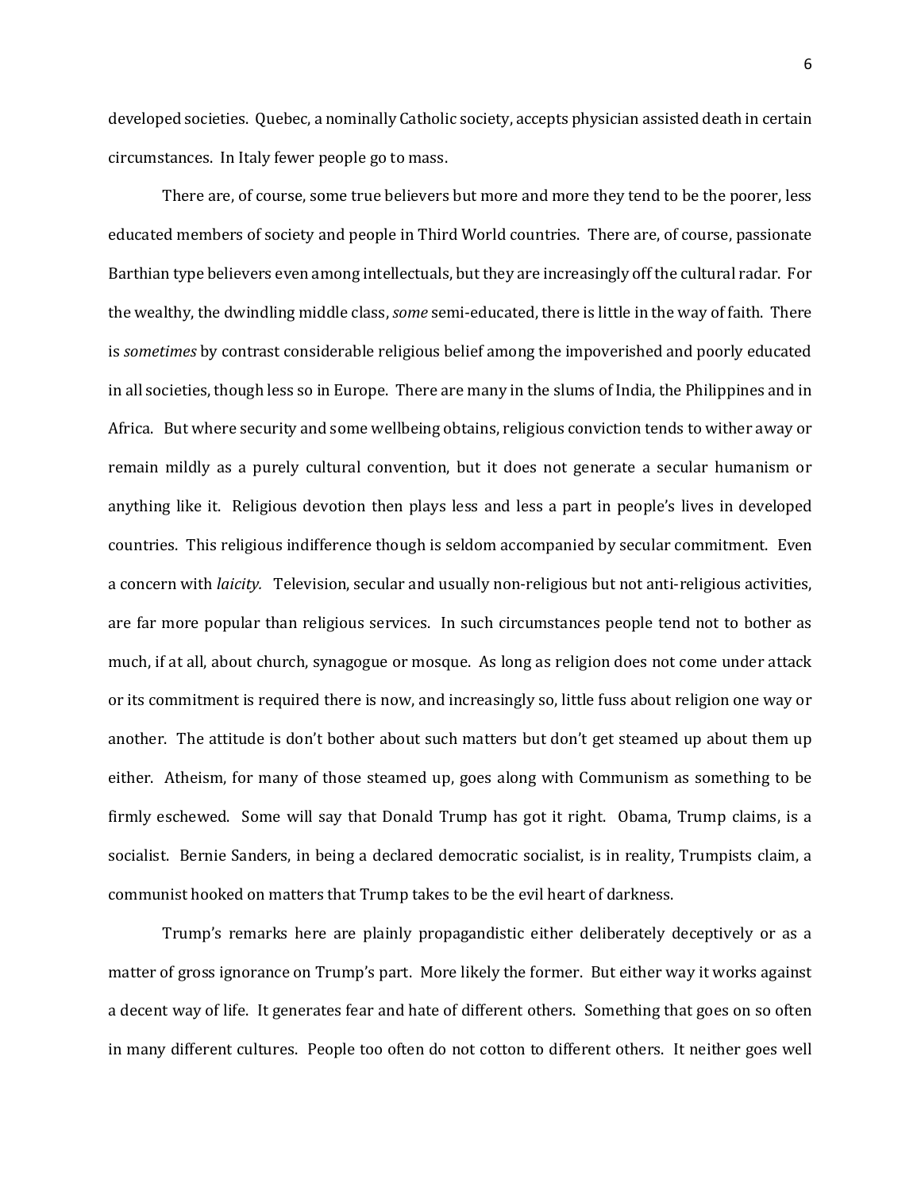developed societies. Quebec, a nominally Catholic society, accepts physician assisted death in certain circumstances. In Italy fewer people go to mass.

There are, of course, some true believers but more and more they tend to be the poorer, less educated members of society and people in Third World countries. There are, of course, passionate Barthian type believers even among intellectuals, but they are increasingly off the cultural radar. For the wealthy, the dwindling middle class, *some* semi-educated, there is little in the way of faith. There is *sometimes* by contrast considerable religious belief among the impoverished and poorly educated in all societies, though less so in Europe. There are many in the slums of India, the Philippines and in Africa. But where security and some wellbeing obtains, religious conviction tends to wither away or remain mildly as a purely cultural convention, but it does not generate a secular humanism or anything like it. Religious devotion then plays less and less a part in people's lives in developed countries. This religious indifference though is seldom accompanied by secular commitment. Even a concern with *laicity.* Television, secular and usually non-religious but not anti-religious activities, are far more popular than religious services. In such circumstances people tend not to bother as much, if at all, about church, synagogue or mosque. As long as religion does not come under attack or its commitment is required there is now, and increasingly so, little fuss about religion one way or another. The attitude is don't bother about such matters but don't get steamed up about them up either. Atheism, for many of those steamed up, goes along with Communism as something to be firmly eschewed. Some will say that Donald Trump has got it right. Obama, Trump claims, is a socialist. Bernie Sanders, in being a declared democratic socialist, is in reality, Trumpists claim, a communist hooked on matters that Trump takes to be the evil heart of darkness.

Trump's remarks here are plainly propagandistic either deliberately deceptively or as a matter of gross ignorance on Trump's part. More likely the former. But either way it works against a decent way of life. It generates fear and hate of different others. Something that goes on so often in many different cultures. People too often do not cotton to different others. It neither goes well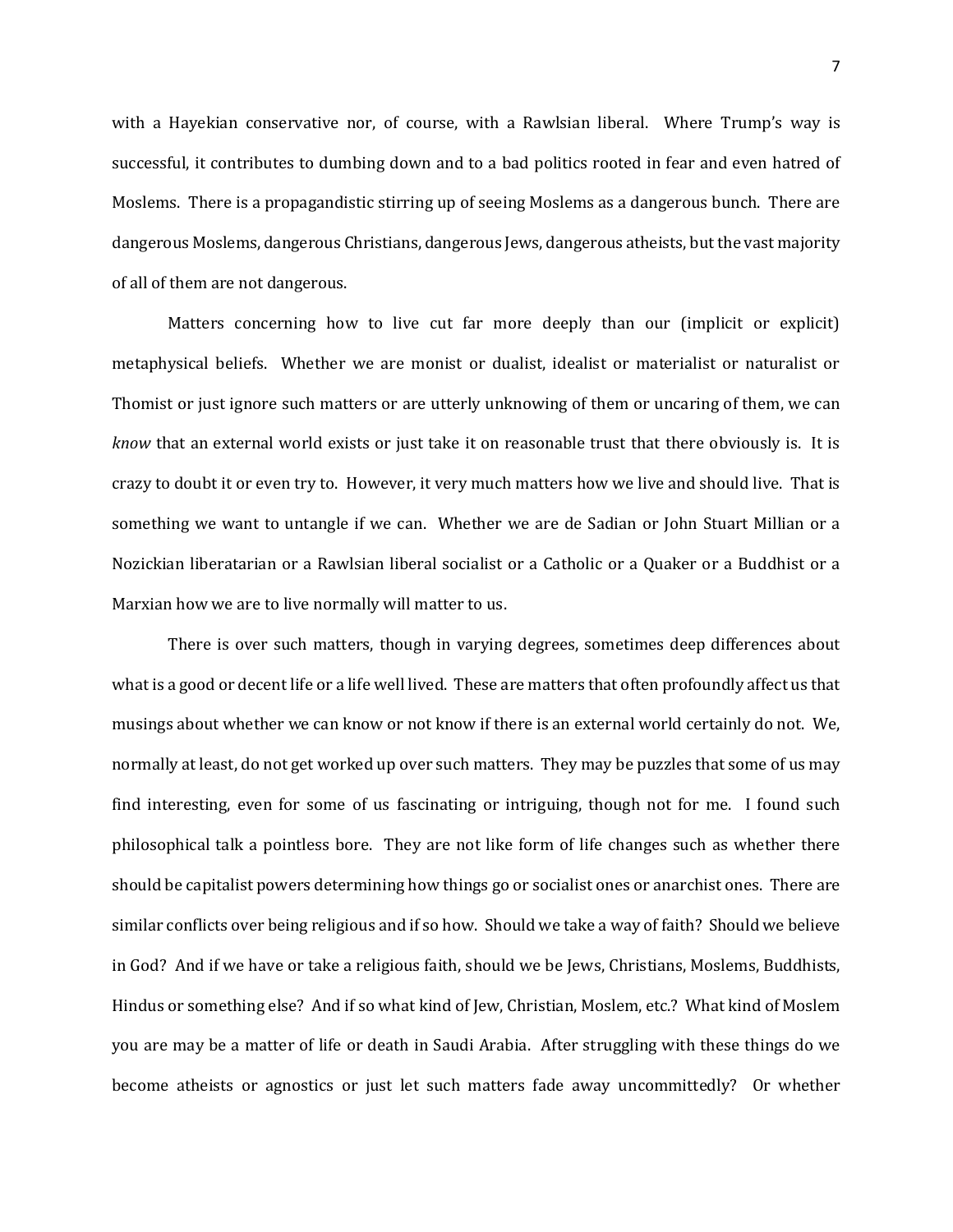with a Hayekian conservative nor, of course, with a Rawlsian liberal. Where Trump's way is successful, it contributes to dumbing down and to a bad politics rooted in fear and even hatred of Moslems. There is a propagandistic stirring up of seeing Moslems as a dangerous bunch. There are dangerous Moslems, dangerous Christians, dangerous Jews, dangerous atheists, but the vast majority of all of them are not dangerous.

Matters concerning how to live cut far more deeply than our (implicit or explicit) metaphysical beliefs. Whether we are monist or dualist, idealist or materialist or naturalist or Thomist or just ignore such matters or are utterly unknowing of them or uncaring of them, we can *know* that an external world exists or just take it on reasonable trust that there obviously is. It is crazy to doubt it or even try to. However, it very much matters how we live and should live. That is something we want to untangle if we can. Whether we are de Sadian or John Stuart Millian or a Nozickian liberatarian or a Rawlsian liberal socialist or a Catholic or a Quaker or a Buddhist or a Marxian how we are to live normally will matter to us.

There is over such matters, though in varying degrees, sometimes deep differences about what is a good or decent life or a life well lived. These are matters that often profoundly affect us that musings about whether we can know or not know if there is an external world certainly do not. We, normally at least, do not get worked up over such matters. They may be puzzles that some of us may find interesting, even for some of us fascinating or intriguing, though not for me. I found such philosophical talk a pointless bore. They are not like form of life changes such as whether there should be capitalist powers determining how things go or socialist ones or anarchist ones. There are similar conflicts over being religious and if so how. Should we take a way of faith? Should we believe in God? And if we have or take a religious faith, should we be Jews, Christians, Moslems, Buddhists, Hindus or something else? And if so what kind of Jew, Christian, Moslem, etc.? What kind of Moslem you are may be a matter of life or death in Saudi Arabia. After struggling with these things do we become atheists or agnostics or just let such matters fade away uncommittedly? Or whether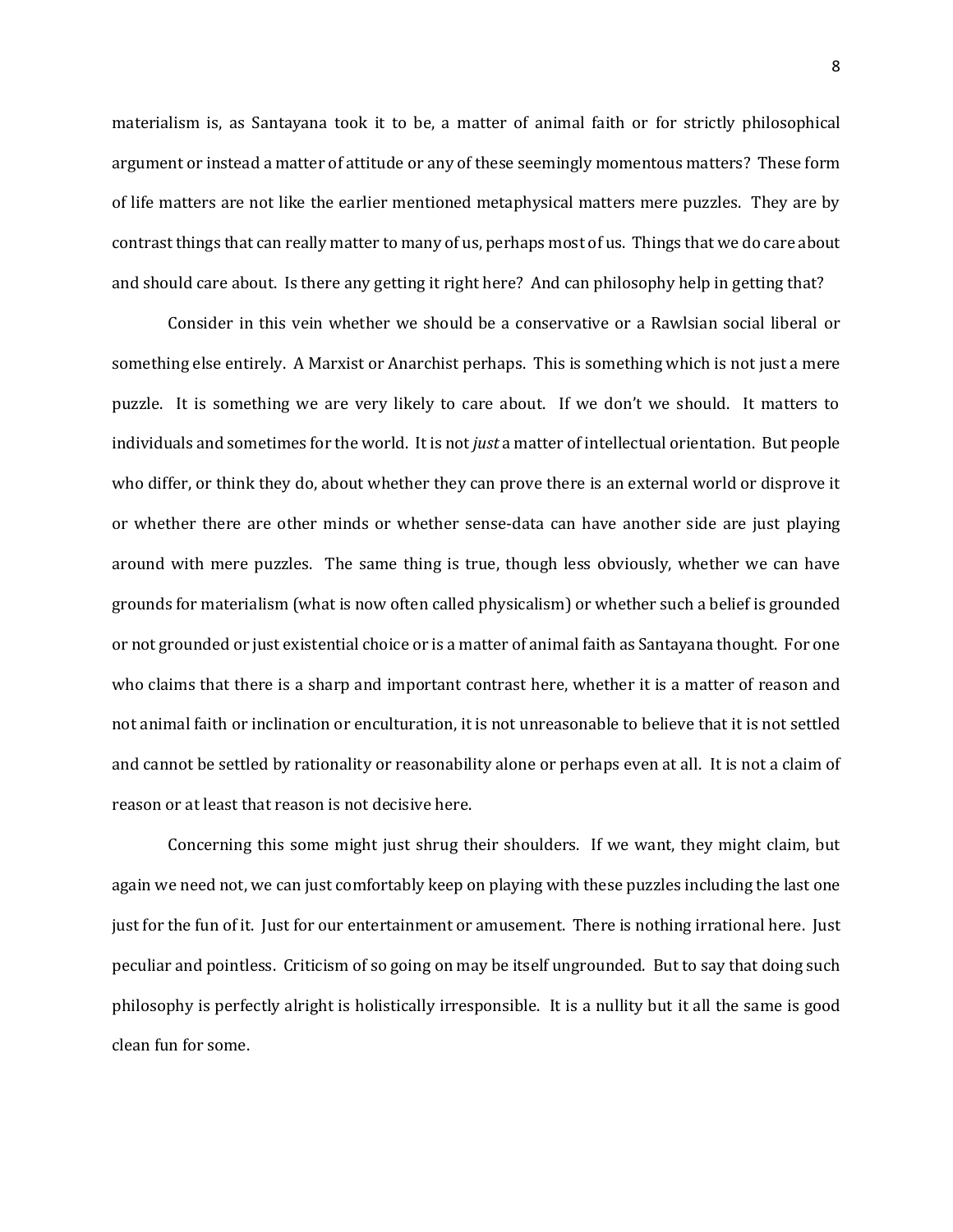materialism is, as Santayana took it to be, a matter of animal faith or for strictly philosophical argument or instead a matter of attitude or any of these seemingly momentous matters? These form of life matters are not like the earlier mentioned metaphysical matters mere puzzles. They are by contrast things that can really matter to many of us, perhaps most of us. Things that we do care about and should care about. Is there any getting it right here? And can philosophy help in getting that?

Consider in this vein whether we should be a conservative or a Rawlsian social liberal or something else entirely. A Marxist or Anarchist perhaps. This is something which is not just a mere puzzle. It is something we are very likely to care about. If we don't we should. It matters to individuals and sometimes for the world. It is not *just* a matter of intellectual orientation. But people who differ, or think they do, about whether they can prove there is an external world or disprove it or whether there are other minds or whether sense-data can have another side are just playing around with mere puzzles. The same thing is true, though less obviously, whether we can have grounds for materialism (what is now often called physicalism) or whether such a belief is grounded or not grounded or just existential choice or is a matter of animal faith as Santayana thought. For one who claims that there is a sharp and important contrast here, whether it is a matter of reason and not animal faith or inclination or enculturation, it is not unreasonable to believe that it is not settled and cannot be settled by rationality or reasonability alone or perhaps even at all. It is not a claim of reason or at least that reason is not decisive here.

Concerning this some might just shrug their shoulders. If we want, they might claim, but again we need not, we can just comfortably keep on playing with these puzzles including the last one just for the fun of it. Just for our entertainment or amusement. There is nothing irrational here. Just peculiar and pointless. Criticism of so going on may be itself ungrounded. But to say that doing such philosophy is perfectly alright is holistically irresponsible. It is a nullity but it all the same is good clean fun for some.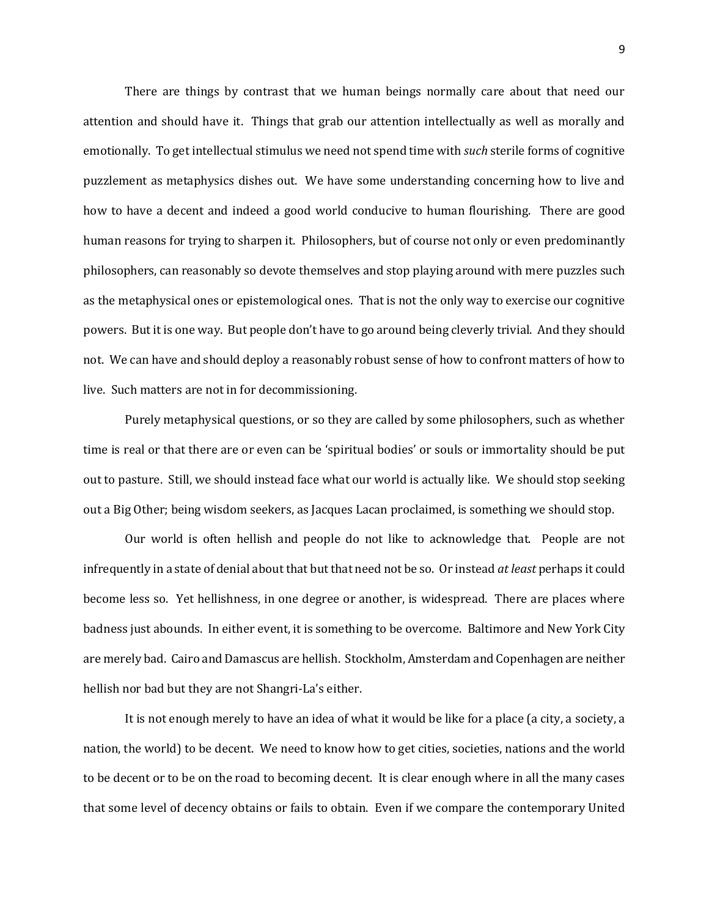There are things by contrast that we human beings normally care about that need our attention and should have it. Things that grab our attention intellectually as well as morally and emotionally. To get intellectual stimulus we need not spend time with *such* sterile forms of cognitive puzzlement as metaphysics dishes out. We have some understanding concerning how to live and how to have a decent and indeed a good world conducive to human flourishing. There are good human reasons for trying to sharpen it. Philosophers, but of course not only or even predominantly philosophers, can reasonably so devote themselves and stop playing around with mere puzzles such as the metaphysical ones or epistemological ones. That is not the only way to exercise our cognitive powers. But it is one way. But people don't have to go around being cleverly trivial. And they should not. We can have and should deploy a reasonably robust sense of how to confront matters of how to live. Such matters are not in for decommissioning.

Purely metaphysical questions, or so they are called by some philosophers, such as whether time is real or that there are or even can be 'spiritual bodies' or souls or immortality should be put out to pasture. Still, we should instead face what our world is actually like. We should stop seeking out a Big Other; being wisdom seekers, as Jacques Lacan proclaimed, is something we should stop.

Our world is often hellish and people do not like to acknowledge that. People are not infrequently in a state of denial about that but that need not be so. Or instead *at least* perhaps it could become less so. Yet hellishness, in one degree or another, is widespread. There are places where badness just abounds. In either event, it is something to be overcome. Baltimore and New York City are merely bad. Cairo and Damascus are hellish. Stockholm, Amsterdam and Copenhagen are neither hellish nor bad but they are not Shangri-La's either.

It is not enough merely to have an idea of what it would be like for a place (a city, a society, a nation, the world) to be decent. We need to know how to get cities, societies, nations and the world to be decent or to be on the road to becoming decent. It is clear enough where in all the many cases that some level of decency obtains or fails to obtain. Even if we compare the contemporary United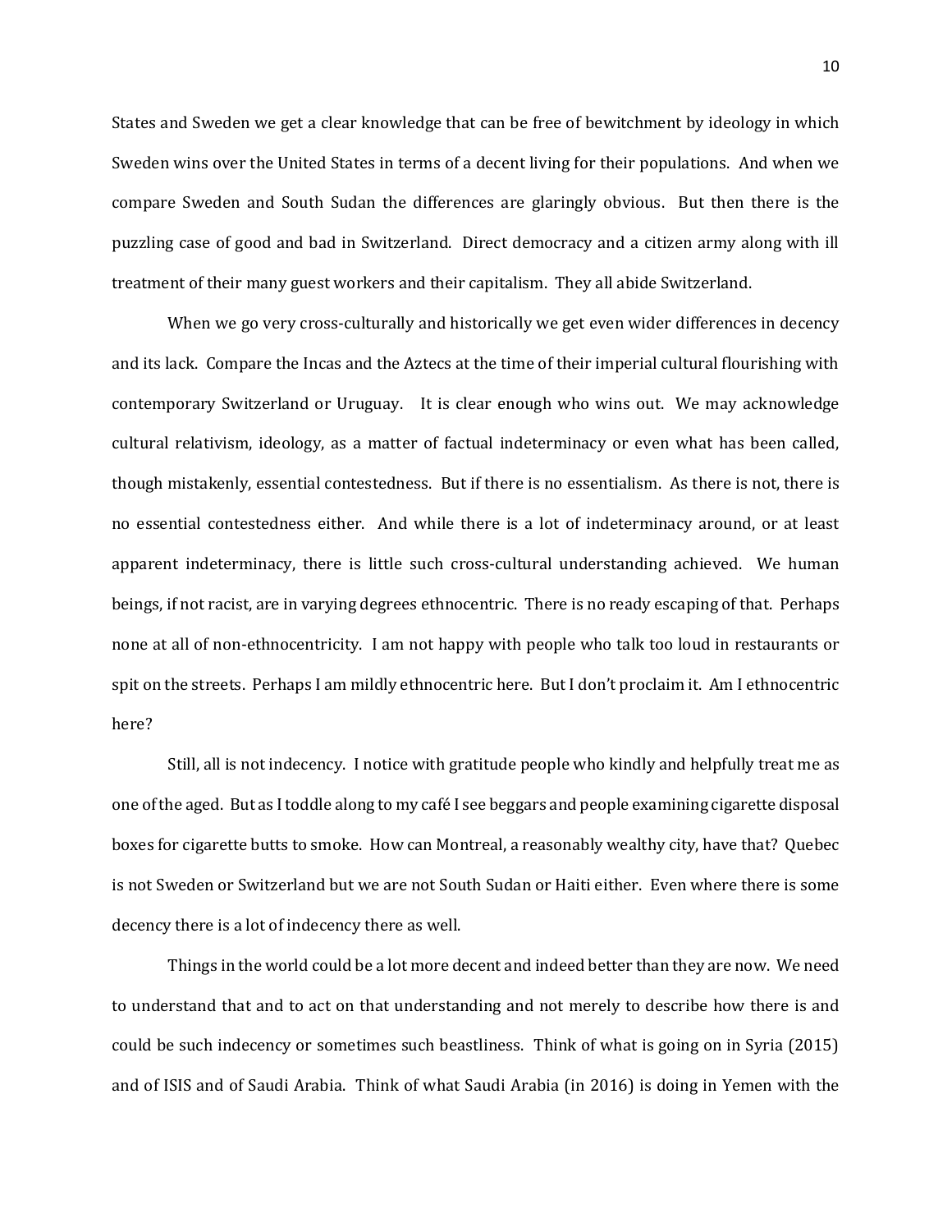States and Sweden we get a clear knowledge that can be free of bewitchment by ideology in which Sweden wins over the United States in terms of a decent living for their populations. And when we compare Sweden and South Sudan the differences are glaringly obvious. But then there is the puzzling case of good and bad in Switzerland. Direct democracy and a citizen army along with ill treatment of their many guest workers and their capitalism. They all abide Switzerland.

When we go very cross-culturally and historically we get even wider differences in decency and its lack. Compare the Incas and the Aztecs at the time of their imperial cultural flourishing with contemporary Switzerland or Uruguay. It is clear enough who wins out. We may acknowledge cultural relativism, ideology, as a matter of factual indeterminacy or even what has been called, though mistakenly, essential contestedness. But if there is no essentialism. As there is not, there is no essential contestedness either. And while there is a lot of indeterminacy around, or at least apparent indeterminacy, there is little such cross-cultural understanding achieved. We human beings, if not racist, are in varying degrees ethnocentric. There is no ready escaping of that. Perhaps none at all of non-ethnocentricity. I am not happy with people who talk too loud in restaurants or spit on the streets. Perhaps I am mildly ethnocentric here. But I don't proclaim it. Am I ethnocentric here?

Still, all is not indecency. I notice with gratitude people who kindly and helpfully treat me as one of the aged. But as I toddle along to my café I see beggars and people examining cigarette disposal boxes for cigarette butts to smoke. How can Montreal, a reasonably wealthy city, have that? Quebec is not Sweden or Switzerland but we are not South Sudan or Haiti either. Even where there is some decency there is a lot of indecency there as well.

Things in the world could be a lot more decent and indeed better than they are now. We need to understand that and to act on that understanding and not merely to describe how there is and could be such indecency or sometimes such beastliness. Think of what is going on in Syria (2015) and of ISIS and of Saudi Arabia. Think of what Saudi Arabia (in 2016) is doing in Yemen with the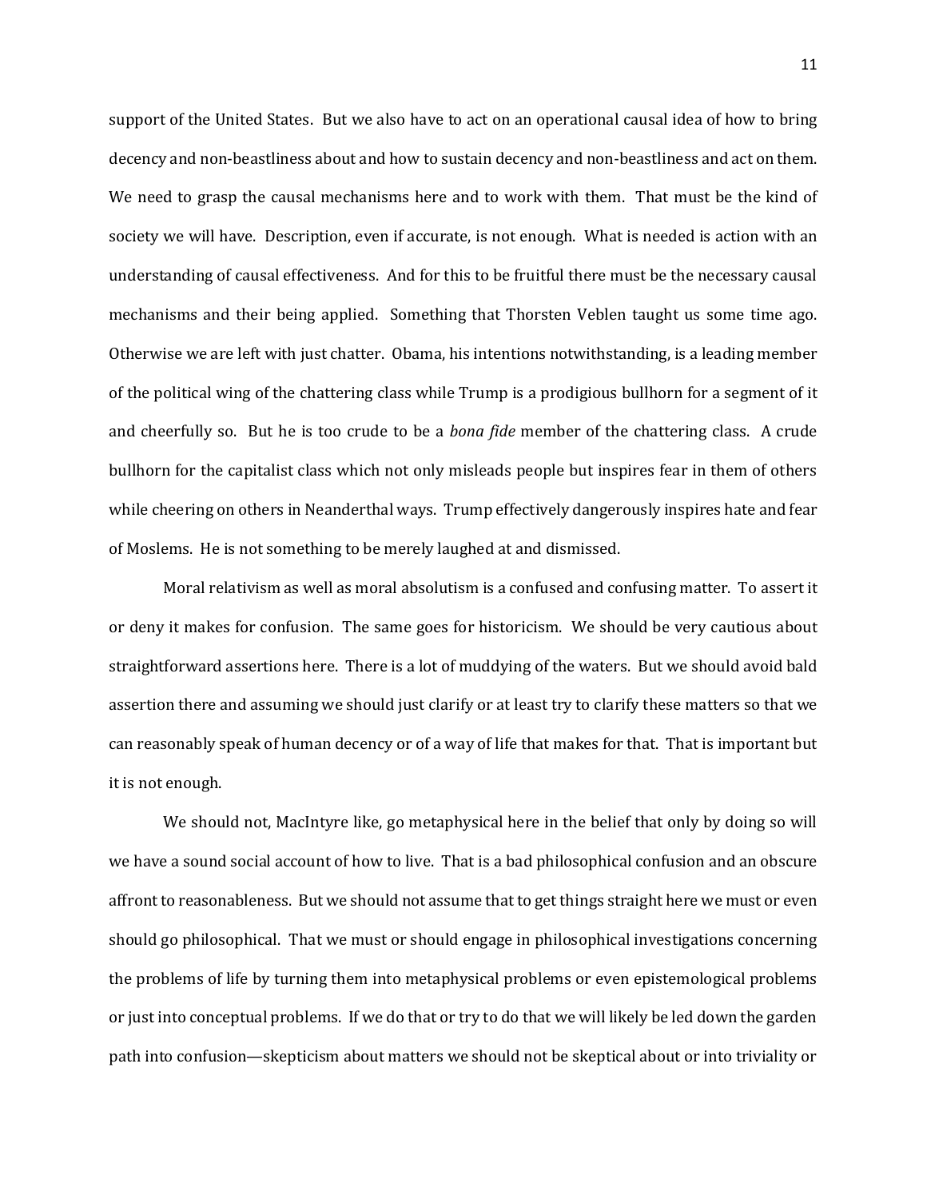support of the United States. But we also have to act on an operational causal idea of how to bring decency and non-beastliness about and how to sustain decency and non-beastliness and act on them. We need to grasp the causal mechanisms here and to work with them. That must be the kind of society we will have. Description, even if accurate, is not enough. What is needed is action with an understanding of causal effectiveness. And for this to be fruitful there must be the necessary causal mechanisms and their being applied. Something that Thorsten Veblen taught us some time ago. Otherwise we are left with just chatter. Obama, his intentions notwithstanding, is a leading member of the political wing of the chattering class while Trump is a prodigious bullhorn for a segment of it and cheerfully so. But he is too crude to be a *bona fide* member of the chattering class. A crude bullhorn for the capitalist class which not only misleads people but inspires fear in them of others while cheering on others in Neanderthal ways. Trump effectively dangerously inspires hate and fear of Moslems. He is not something to be merely laughed at and dismissed.

Moral relativism as well as moral absolutism is a confused and confusing matter. To assert it or deny it makes for confusion. The same goes for historicism. We should be very cautious about straightforward assertions here. There is a lot of muddying of the waters. But we should avoid bald assertion there and assuming we should just clarify or at least try to clarify these matters so that we can reasonably speak of human decency or of a way of life that makes for that. That is important but it is not enough.

We should not, MacIntyre like, go metaphysical here in the belief that only by doing so will we have a sound social account of how to live. That is a bad philosophical confusion and an obscure affront to reasonableness. But we should not assume that to get things straight here we must or even should go philosophical. That we must or should engage in philosophical investigations concerning the problems of life by turning them into metaphysical problems or even epistemological problems or just into conceptual problems. If we do that or try to do that we will likely be led down the garden path into confusion—skepticism about matters we should not be skeptical about or into triviality or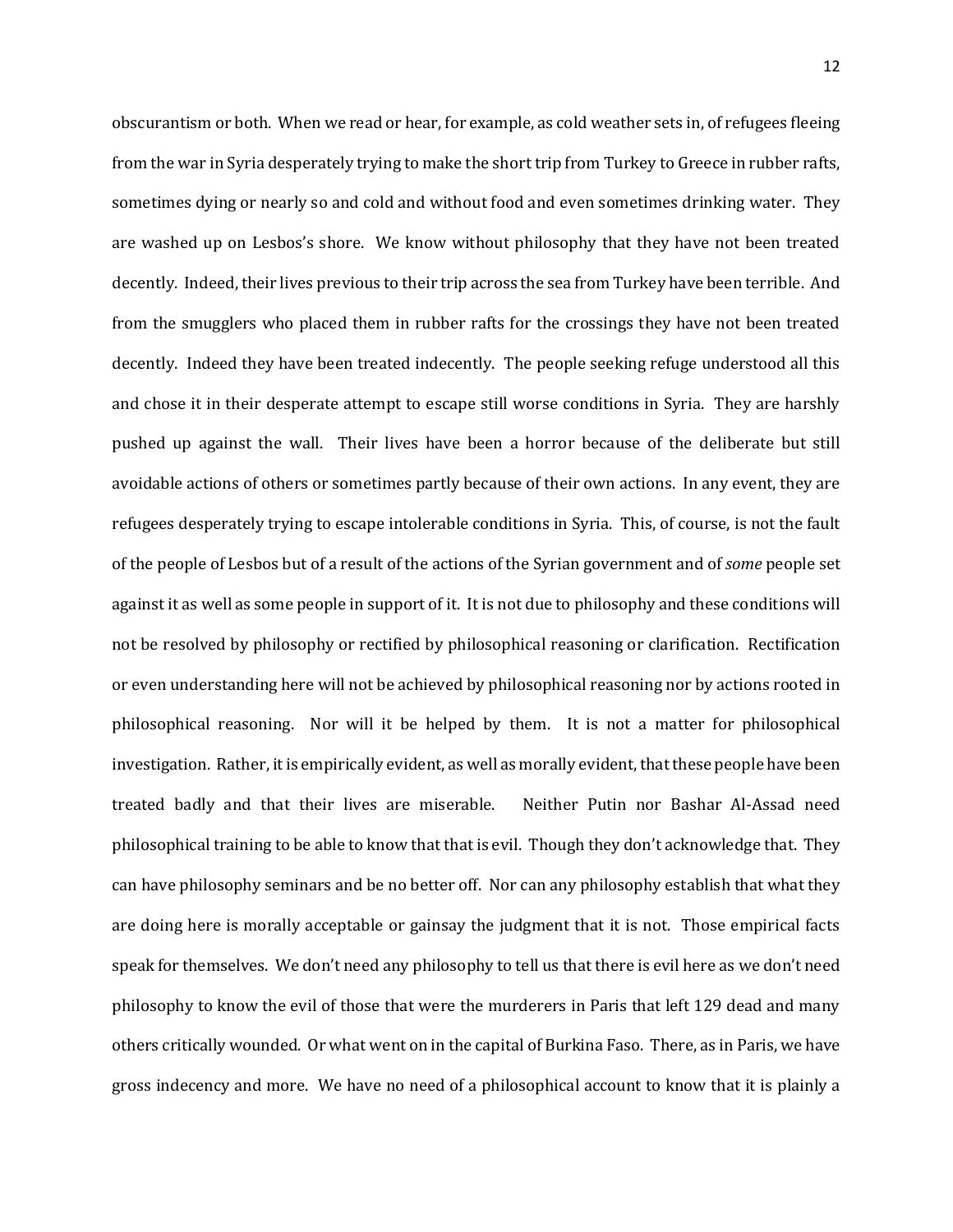obscurantism or both. When we read or hear, for example, as cold weather sets in, of refugees fleeing from the war in Syria desperately trying to make the short trip from Turkey to Greece in rubber rafts, sometimes dying or nearly so and cold and without food and even sometimes drinking water. They are washed up on Lesbos's shore. We know without philosophy that they have not been treated decently. Indeed, their lives previous to their trip across the sea from Turkey have been terrible. And from the smugglers who placed them in rubber rafts for the crossings they have not been treated decently. Indeed they have been treated indecently. The people seeking refuge understood all this and chose it in their desperate attempt to escape still worse conditions in Syria. They are harshly pushed up against the wall. Their lives have been a horror because of the deliberate but still avoidable actions of others or sometimes partly because of their own actions. In any event, they are refugees desperately trying to escape intolerable conditions in Syria. This, of course, is not the fault of the people of Lesbos but of a result of the actions of the Syrian government and of *some* people set against it as well as some people in support of it. It is not due to philosophy and these conditions will not be resolved by philosophy or rectified by philosophical reasoning or clarification. Rectification or even understanding here will not be achieved by philosophical reasoning nor by actions rooted in philosophical reasoning. Nor will it be helped by them. It is not a matter for philosophical investigation. Rather, it is empirically evident, as well as morally evident, that these people have been treated badly and that their lives are miserable. Neither Putin nor Bashar Al-Assad need philosophical training to be able to know that that is evil. Though they don't acknowledge that. They can have philosophy seminars and be no better off. Nor can any philosophy establish that what they are doing here is morally acceptable or gainsay the judgment that it is not. Those empirical facts speak for themselves. We don't need any philosophy to tell us that there is evil here as we don't need philosophy to know the evil of those that were the murderers in Paris that left 129 dead and many others critically wounded. Or what went on in the capital of Burkina Faso. There, as in Paris, we have gross indecency and more. We have no need of a philosophical account to know that it is plainly a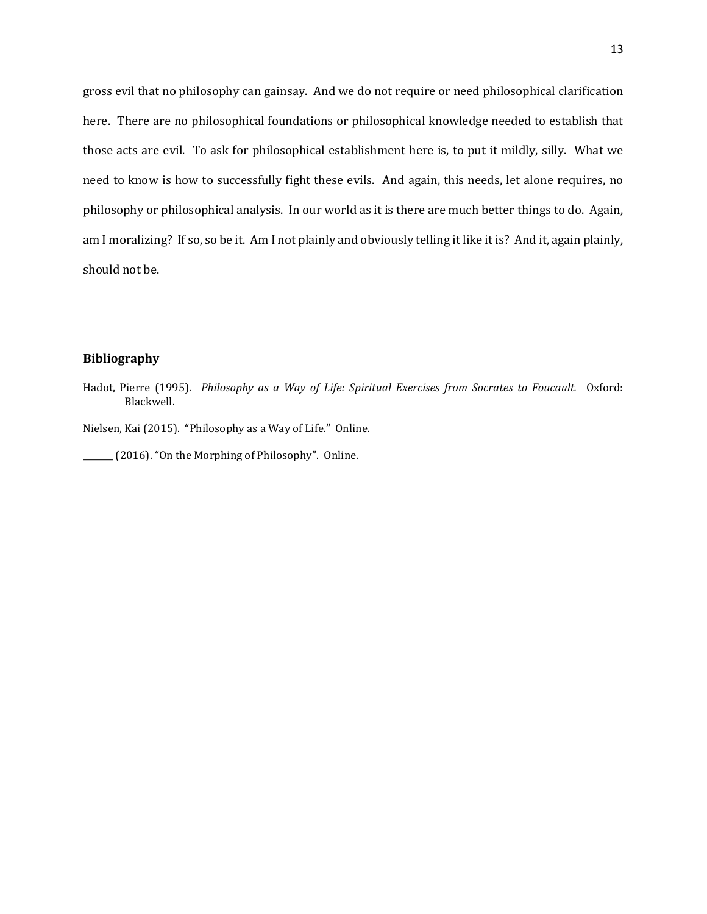gross evil that no philosophy can gainsay. And we do not require or need philosophical clarification here. There are no philosophical foundations or philosophical knowledge needed to establish that those acts are evil. To ask for philosophical establishment here is, to put it mildly, silly. What we need to know is how to successfully fight these evils. And again, this needs, let alone requires, no philosophy or philosophical analysis. In our world as it is there are much better things to do. Again, am I moralizing? If so, so be it. Am I not plainly and obviously telling it like it is? And it, again plainly, should not be.

## Bibliography

Hadot, Pierre (1995). *Philosophy as a Way of Life: Spiritual Exercises from Socrates to Foucault.* Oxford: Blackwell.

Nielsen, Kai (2015). "Philosophy as a Way of Life." Online.

_______ (2016). "On the Morphing of Philosophy". Online.